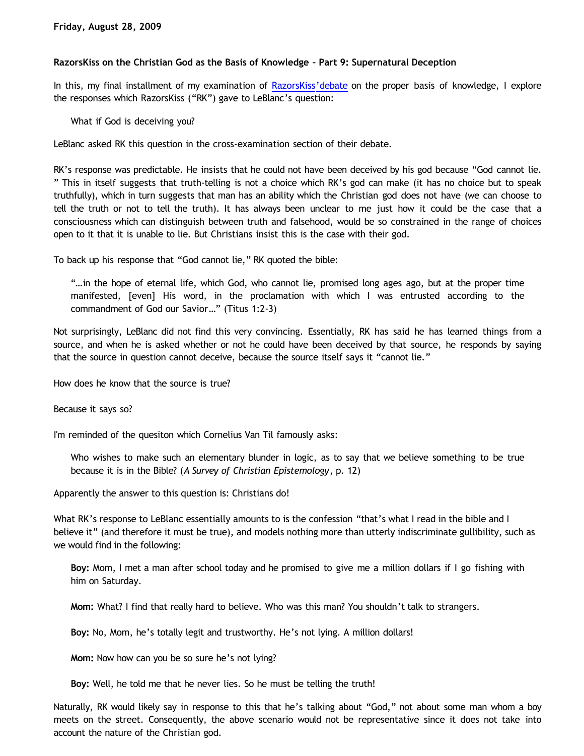Friday, August 28, 2009

## RazorsKiss on the Christian God as the Basis of Knowledge – Part 9: Supernatural Deception

In this, my final installment of my examination of RazorsKiss' debate on the proper basis of knowledge, I explore the responses which RazorsKiss ("RK") gave to LeBlanc's question:

> What if God is deceiving you?

LeBlanc asked RK this question in the cross-examination section of their debate.

RK's response was predictable. He insists that he could not have been deceived by his god because "God cannot lie. " This in itself suggests that truth-telling is not a choice which RK's god can make (it has no choice but to speak truthfully), which in turn suggests that man has an ability which the Christian god does not have (we can choose to tell the truth or not to tell the truth). It has always been unclear to me just how it could be the case that a consciousness which can distinguish between truth and falsehood, would be so constrained in the range of choices open to it that it is unable to lie. But Christians insist this is the case with their god.

To back up his response that "God cannot lie," RK quoted the bible:

> "…in the hope of eternal life, which God, who cannot lie, promised long ages ago, but at the proper time manifested, [even] His word, in the proclamation with which I was entrusted according to the commandment of God our Savior…" (Titus 1:2-3)

Not surprisingly, LeBlanc did not find this very convincing. Essentially, RK has said he has learned things from a source, and when he is asked whether or not he could have been deceived by that source, he responds by saying that the source in question cannot deceive, because the source itself says it "cannot lie."

How does he know that the source is true?

Because it says so?

I'm reminded of the quesiton which Cornelius Van Til famously asks:

> Who wishes to make such an elementary blunder in logic, as to say that we believe something to be true because it is in the Bible? (*A Survey of Christian Epistemology*, p. 12)

Apparently the answer to this question is: Christians do!

What RK's response to LeBlanc essentially amounts to is the confession "that's what I read in the bible and I believe it" (and therefore it must be true), and models nothing more than utterly indiscriminate gullibility, such as we would find in the following:

> **Boy:** Mom, I met a man after school today and he promised to give me a million dollars if I go fishing with him on Saturday.
>
> **Mom:** What? I find that really hard to believe. Who was this man? You shouldn't talk to strangers.
>
> **Boy:** No, Mom, he's totally legit and trustworthy. He's not lying. A million dollars!
>
> **Mom:** Now how can you be so sure he's not lying?
>
> **Boy:** Well, he told me that he never lies. So he must be telling the truth!

Naturally, RK would likely say in response to this that he's talking about "God," not about some man whom a boy meets on the street. Consequently, the above scenario would not be representative since it does not take into account the nature of the Christian god.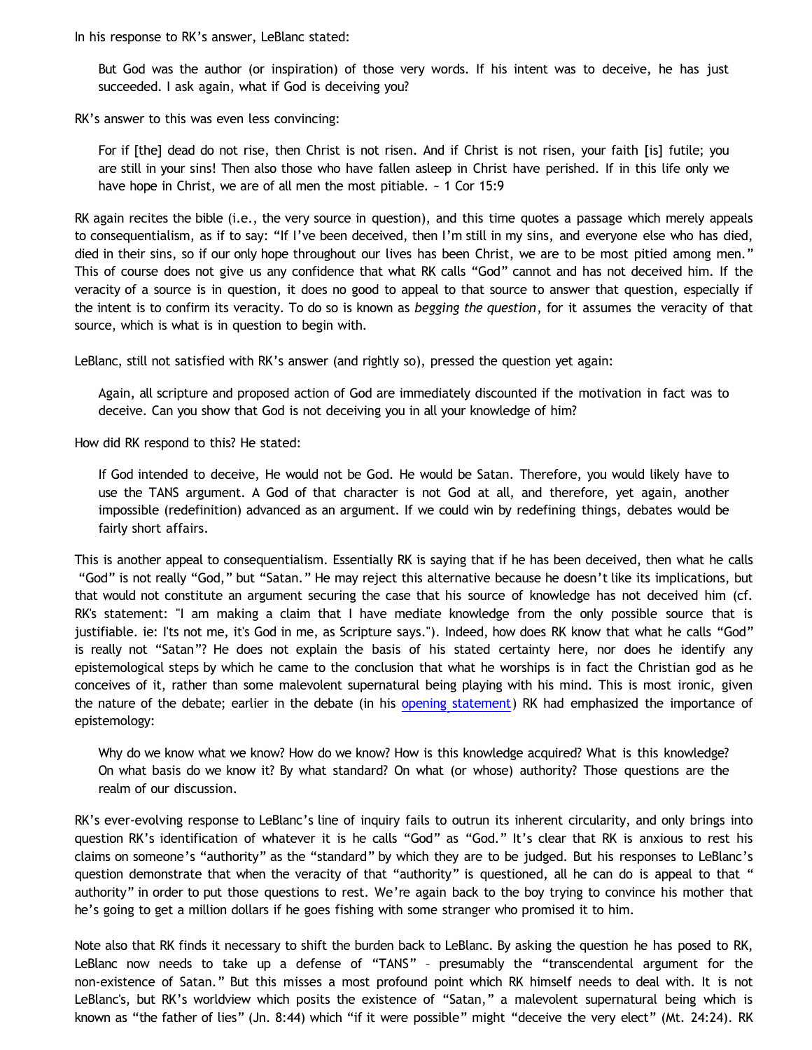In his response to RK's answer, LeBlanc stated:

> But God was the author (or inspiration) of those very words. If his intent was to deceive, he has just succeeded. I ask again, what if God is deceiving you?

RK's answer to this was even less convincing:

> For if [the] dead do not rise, then Christ is not risen. And if Christ is not risen, your faith [is] futile; you are still in your sins! Then also those who have fallen asleep in Christ have perished. If in this life only we have hope in Christ, we are of all men the most pitiable. ~ 1 Cor 15:9

RK again recites the bible (i.e., the very source in question), and this time quotes a passage which merely appeals to consequentialism, as if to say: "If I've been deceived, then I'm still in my sins, and everyone else who has died, died in their sins, so if our only hope throughout our lives has been Christ, we are to be most pitied among men." This of course does not give us any confidence that what RK calls "God" cannot and has not deceived him. If the veracity of a source is in question, it does no good to appeal to that source to answer that question, especially if the intent is to confirm its veracity. To do so is known as *begging the question*, for it assumes the veracity of that source, which is what is in question to begin with.

LeBlanc, still not satisfied with RK's answer (and rightly so), pressed the question yet again:

> Again, all scripture and proposed action of God are immediately discounted if the motivation in fact was to deceive. Can you show that God is not deceiving you in all your knowledge of him?

How did RK respond to this? He stated:

> If God intended to deceive, He would not be God. He would be Satan. Therefore, you would likely have to use the TANS argument. A God of that character is not God at all, and therefore, yet again, another impossible (redefinition) advanced as an argument. If we could win by redefining things, debates would be fairly short affairs.

This is another appeal to consequentialism. Essentially RK is saying that if he has been deceived, then what he calls "God" is not really "God," but "Satan." He may reject this alternative because he doesn't like its implications, but that would not constitute an argument securing the case that his source of knowledge has not deceived him (cf. RK's statement: "I am making a claim that I have mediate knowledge from the only possible source that is justifiable. ie: I'ts not me, it's God in me, as Scripture says."). Indeed, how does RK know that what he calls "God" is really not "Satan"? He does not explain the basis of his stated certainty here, nor does he identify any epistemological steps by which he came to the conclusion that what he worships is in fact the Christian god as he conceives of it, rather than some malevolent supernatural being playing with his mind. This is most ironic, given the nature of the debate; earlier in the debate (in his opening statement) RK had emphasized the importance of epistemology:

> Why do we know what we know? How do we know? How is this knowledge acquired? What is this knowledge? On what basis do we know it? By what standard? On what (or whose) authority? Those questions are the realm of our discussion.

RK's ever-evolving response to LeBlanc's line of inquiry fails to outrun its inherent circularity, and only brings into question RK's identification of whatever it is he calls "God" as "God." It's clear that RK is anxious to rest his claims on someone's "authority" as the "standard" by which they are to be judged. But his responses to LeBlanc's question demonstrate that when the veracity of that "authority" is questioned, all he can do is appeal to that "authority" in order to put those questions to rest. We're again back to the boy trying to convince his mother that he's going to get a million dollars if he goes fishing with some stranger who promised it to him.

Note also that RK finds it necessary to shift the burden back to LeBlanc. By asking the question he has posed to RK, LeBlanc now needs to take up a defense of "TANS" – presumably the "transcendental argument for the non-existence of Satan." But this misses a most profound point which RK himself needs to deal with. It is not LeBlanc's, but RK's worldview which posits the existence of "Satan," a malevolent supernatural being which is known as "the father of lies" (Jn. 8:44) which "if it were possible" might "deceive the very elect" (Mt. 24:24). RK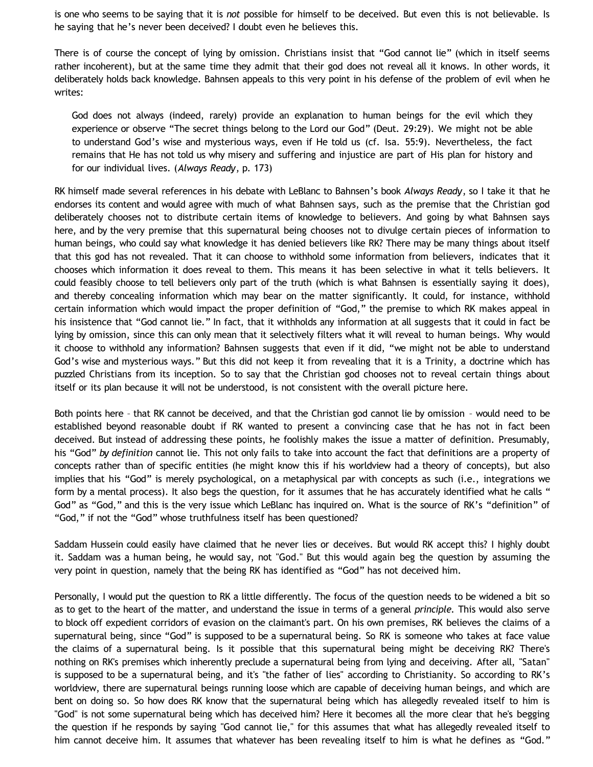is one who seems to be saying that it is *not* possible for himself to be deceived. But even this is not believable. Is he saying that he's never been deceived? I doubt even he believes this.

There is of course the concept of lying by omission. Christians insist that "God cannot lie" (which in itself seems rather incoherent), but at the same time they admit that their god does not reveal all it knows. In other words, it deliberately holds back knowledge. Bahnsen appeals to this very point in his defense of the problem of evil when he writes:

> God does not always (indeed, rarely) provide an explanation to human beings for the evil which they experience or observe "The secret things belong to the Lord our God" (Deut. 29:29). We might not be able to understand God's wise and mysterious ways, even if He told us (cf. Isa. 55:9). Nevertheless, the fact remains that He has not told us why misery and suffering and injustice are part of His plan for history and for our individual lives. (*Always Ready*, p. 173)

RK himself made several references in his debate with LeBlanc to Bahnsen's book *Always Ready*, so I take it that he endorses its content and would agree with much of what Bahnsen says, such as the premise that the Christian god deliberately chooses not to distribute certain items of knowledge to believers. And going by what Bahnsen says here, and by the very premise that this supernatural being chooses not to divulge certain pieces of information to human beings, who could say what knowledge it has denied believers like RK? There may be many things about itself that this god has not revealed. That it can choose to withhold some information from believers, indicates that it chooses which information it does reveal to them. This means it has been selective in what it tells believers. It could feasibly choose to tell believers only part of the truth (which is what Bahnsen is essentially saying it does), and thereby concealing information which may bear on the matter significantly. It could, for instance, withhold certain information which would impact the proper definition of "God," the premise to which RK makes appeal in his insistence that "God cannot lie." In fact, that it withholds any information at all suggests that it could in fact be lying by omission, since this can only mean that it selectively filters what it will reveal to human beings. Why would it choose to withhold any information? Bahnsen suggests that even if it did, "we might not be able to understand God's wise and mysterious ways." But this did not keep it from revealing that it is a Trinity, a doctrine which has puzzled Christians from its inception. So to say that the Christian god chooses not to reveal certain things about itself or its plan because it will not be understood, is not consistent with the overall picture here.

Both points here – that RK cannot be deceived, and that the Christian god cannot lie by omission – would need to be established beyond reasonable doubt if RK wanted to present a convincing case that he has not in fact been deceived. But instead of addressing these points, he foolishly makes the issue a matter of definition. Presumably, his "God" *by definition* cannot lie. This not only fails to take into account the fact that definitions are a property of concepts rather than of specific entities (he might know this if his worldview had a theory of concepts), but also implies that his "God" is merely psychological, on a metaphysical par with concepts as such (i.e., integrations we form by a mental process). It also begs the question, for it assumes that he has accurately identified what he calls " God" as "God," and this is the very issue which LeBlanc has inquired on. What is the source of RK's "definition" of "God," if not the "God" whose truthfulness itself has been questioned?

Saddam Hussein could easily have claimed that he never lies or deceives. But would RK accept this? I highly doubt it. Saddam was a human being, he would say, not "God." But this would again beg the question by assuming the very point in question, namely that the being RK has identified as "God" has not deceived him.

Personally, I would put the question to RK a little differently. The focus of the question needs to be widened a bit so as to get to the heart of the matter, and understand the issue in terms of a general *principle*. This would also serve to block off expedient corridors of evasion on the claimant's part. On his own premises, RK believes the claims of a supernatural being, since "God" is supposed to be a supernatural being. So RK is someone who takes at face value the claims of a supernatural being. Is it possible that this supernatural being might be deceiving RK? There's nothing on RK's premises which inherently preclude a supernatural being from lying and deceiving. After all, "Satan" is supposed to be a supernatural being, and it's "the father of lies" according to Christianity. So according to RK's worldview, there are supernatural beings running loose which are capable of deceiving human beings, and which are bent on doing so. So how does RK know that the supernatural being which has allegedly revealed itself to him is "God" is not some supernatural being which has deceived him? Here it becomes all the more clear that he's begging the question if he responds by saying "God cannot lie," for this assumes that what has allegedly revealed itself to him cannot deceive him. It assumes that whatever has been revealing itself to him is what he defines as "God."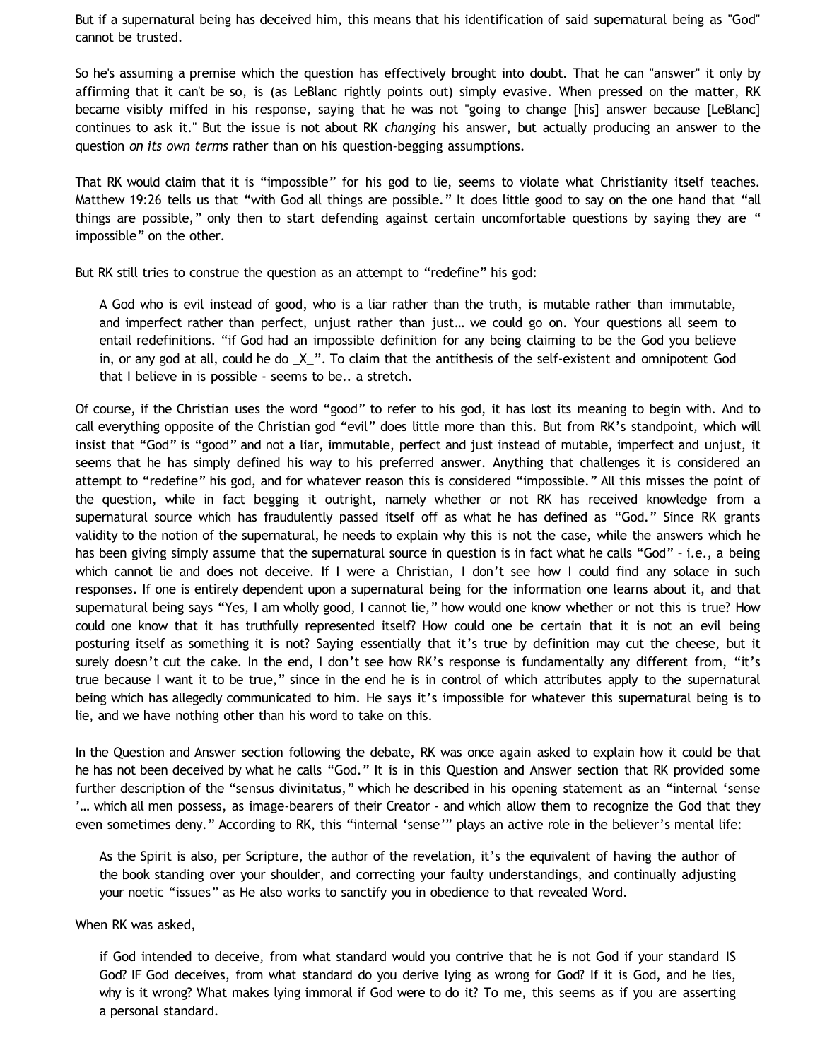But if a supernatural being has deceived him, this means that his identification of said supernatural being as "God" cannot be trusted.

So he's assuming a premise which the question has effectively brought into doubt. That he can "answer" it only by affirming that it can't be so, is (as LeBlanc rightly points out) simply evasive. When pressed on the matter, RK became visibly miffed in his response, saying that he was not "going to change [his] answer because [LeBlanc] continues to ask it." But the issue is not about RK *changing* his answer, but actually producing an answer to the question *on its own terms* rather than on his question-begging assumptions.

That RK would claim that it is "impossible" for his god to lie, seems to violate what Christianity itself teaches. Matthew 19:26 tells us that "with God all things are possible." It does little good to say on the one hand that "all things are possible," only then to start defending against certain uncomfortable questions by saying they are " impossible" on the other.

But RK still tries to construe the question as an attempt to "redefine" his god:

> A God who is evil instead of good, who is a liar rather than the truth, is mutable rather than immutable, and imperfect rather than perfect, unjust rather than just… we could go on. Your questions all seem to entail redefinitions. "if God had an impossible definition for any being claiming to be the God you believe in, or any god at all, could he do _X_". To claim that the antithesis of the self-existent and omnipotent God that I believe in is possible - seems to be.. a stretch.

Of course, if the Christian uses the word "good" to refer to his god, it has lost its meaning to begin with. And to call everything opposite of the Christian god "evil" does little more than this. But from RK's standpoint, which will insist that "God" is "good" and not a liar, immutable, perfect and just instead of mutable, imperfect and unjust, it seems that he has simply defined his way to his preferred answer. Anything that challenges it is considered an attempt to "redefine" his god, and for whatever reason this is considered "impossible." All this misses the point of the question, while in fact begging it outright, namely whether or not RK has received knowledge from a supernatural source which has fraudulently passed itself off as what he has defined as "God." Since RK grants validity to the notion of the supernatural, he needs to explain why this is not the case, while the answers which he has been giving simply assume that the supernatural source in question is in fact what he calls "God" – i.e., a being which cannot lie and does not deceive. If I were a Christian, I don't see how I could find any solace in such responses. If one is entirely dependent upon a supernatural being for the information one learns about it, and that supernatural being says "Yes, I am wholly good, I cannot lie," how would one know whether or not this is true? How could one know that it has truthfully represented itself? How could one be certain that it is not an evil being posturing itself as something it is not? Saying essentially that it's true by definition may cut the cheese, but it surely doesn't cut the cake. In the end, I don't see how RK's response is fundamentally any different from, "it's true because I want it to be true," since in the end he is in control of which attributes apply to the supernatural being which has allegedly communicated to him. He says it's impossible for whatever this supernatural being is to lie, and we have nothing other than his word to take on this.

In the Question and Answer section following the debate, RK was once again asked to explain how it could be that he has not been deceived by what he calls "God." It is in this Question and Answer section that RK provided some further description of the "sensus divinitatus," which he described in his opening statement as an "internal 'sense '… which all men possess, as image-bearers of their Creator - and which allow them to recognize the God that they even sometimes deny." According to RK, this "internal 'sense'" plays an active role in the believer's mental life:

> As the Spirit is also, per Scripture, the author of the revelation, it's the equivalent of having the author of the book standing over your shoulder, and correcting your faulty understandings, and continually adjusting your noetic "issues" as He also works to sanctify you in obedience to that revealed Word.

When RK was asked,

> if God intended to deceive, from what standard would you contrive that he is not God if your standard IS God? IF God deceives, from what standard do you derive lying as wrong for God? If it is God, and he lies, why is it wrong? What makes lying immoral if God were to do it? To me, this seems as if you are asserting a personal standard.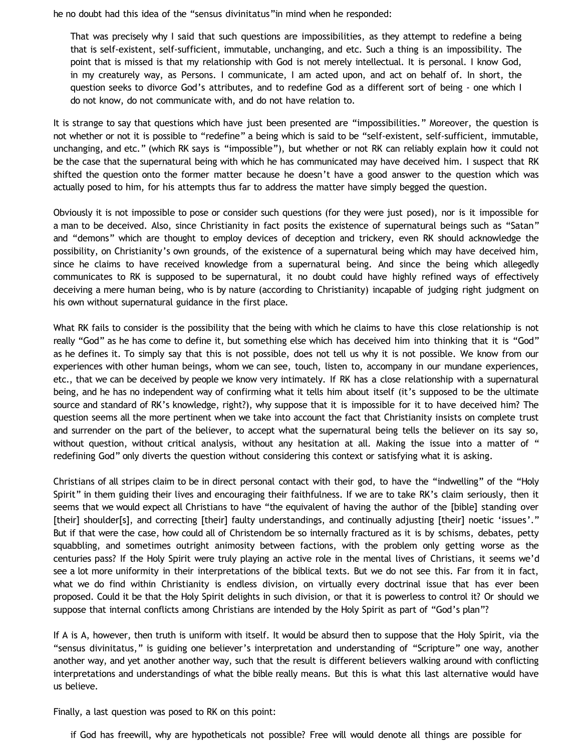he no doubt had this idea of the "sensus divinitatus"in mind when he responded:

> That was precisely why I said that such questions are impossibilities, as they attempt to redefine a being that is self-existent, self-sufficient, immutable, unchanging, and etc. Such a thing is an impossibility. The point that is missed is that my relationship with God is not merely intellectual. It is personal. I know God, in my creaturely way, as Persons. I communicate, I am acted upon, and act on behalf of. In short, the question seeks to divorce God's attributes, and to redefine God as a different sort of being - one which I do not know, do not communicate with, and do not have relation to.

It is strange to say that questions which have just been presented are "impossibilities." Moreover, the question is not whether or not it is possible to "redefine" a being which is said to be "self-existent, self-sufficient, immutable, unchanging, and etc." (which RK says is "impossible"), but whether or not RK can reliably explain how it could not be the case that the supernatural being with which he has communicated may have deceived him. I suspect that RK shifted the question onto the former matter because he doesn't have a good answer to the question which was actually posed to him, for his attempts thus far to address the matter have simply begged the question.

Obviously it is not impossible to pose or consider such questions (for they were just posed), nor is it impossible for a man to be deceived. Also, since Christianity in fact posits the existence of supernatural beings such as "Satan" and "demons" which are thought to employ devices of deception and trickery, even RK should acknowledge the possibility, on Christianity's own grounds, of the existence of a supernatural being which may have deceived him, since he claims to have received knowledge from a supernatural being. And since the being which allegedly communicates to RK is supposed to be supernatural, it no doubt could have highly refined ways of effectively deceiving a mere human being, who is by nature (according to Christianity) incapable of judging right judgment on his own without supernatural guidance in the first place.

What RK fails to consider is the possibility that the being with which he claims to have this close relationship is not really "God" as he has come to define it, but something else which has deceived him into thinking that it is "God" as he defines it. To simply say that this is not possible, does not tell us why it is not possible. We know from our experiences with other human beings, whom we can see, touch, listen to, accompany in our mundane experiences, etc., that we can be deceived by people we know very intimately. If RK has a close relationship with a supernatural being, and he has no independent way of confirming what it tells him about itself (it's supposed to be the ultimate source and standard of RK's knowledge, right?), why suppose that it is impossible for it to have deceived him? The question seems all the more pertinent when we take into account the fact that Christianity insists on complete trust and surrender on the part of the believer, to accept what the supernatural being tells the believer on its say so, without question, without critical analysis, without any hesitation at all. Making the issue into a matter of " redefining God" only diverts the question without considering this context or satisfying what it is asking.

Christians of all stripes claim to be in direct personal contact with their god, to have the "indwelling" of the "Holy Spirit" in them guiding their lives and encouraging their faithfulness. If we are to take RK's claim seriously, then it seems that we would expect all Christians to have "the equivalent of having the author of the [bible] standing over [their] shoulder[s], and correcting [their] faulty understandings, and continually adjusting [their] noetic 'issues'." But if that were the case, how could all of Christendom be so internally fractured as it is by schisms, debates, petty squabbling, and sometimes outright animosity between factions, with the problem only getting worse as the centuries pass? If the Holy Spirit were truly playing an active role in the mental lives of Christians, it seems we'd see a lot more uniformity in their interpretations of the biblical texts. But we do not see this. Far from it in fact, what we do find within Christianity is endless division, on virtually every doctrinal issue that has ever been proposed. Could it be that the Holy Spirit delights in such division, or that it is powerless to control it? Or should we suppose that internal conflicts among Christians are intended by the Holy Spirit as part of "God's plan"?

If A is A, however, then truth is uniform with itself. It would be absurd then to suppose that the Holy Spirit, via the "sensus divinitatus," is guiding one believer's interpretation and understanding of "Scripture" one way, another another way, and yet another another way, such that the result is different believers walking around with conflicting interpretations and understandings of what the bible really means. But this is what this last alternative would have us believe.

Finally, a last question was posed to RK on this point:

> if God has freewill, why are hypotheticals not possible? Free will would denote all things are possible for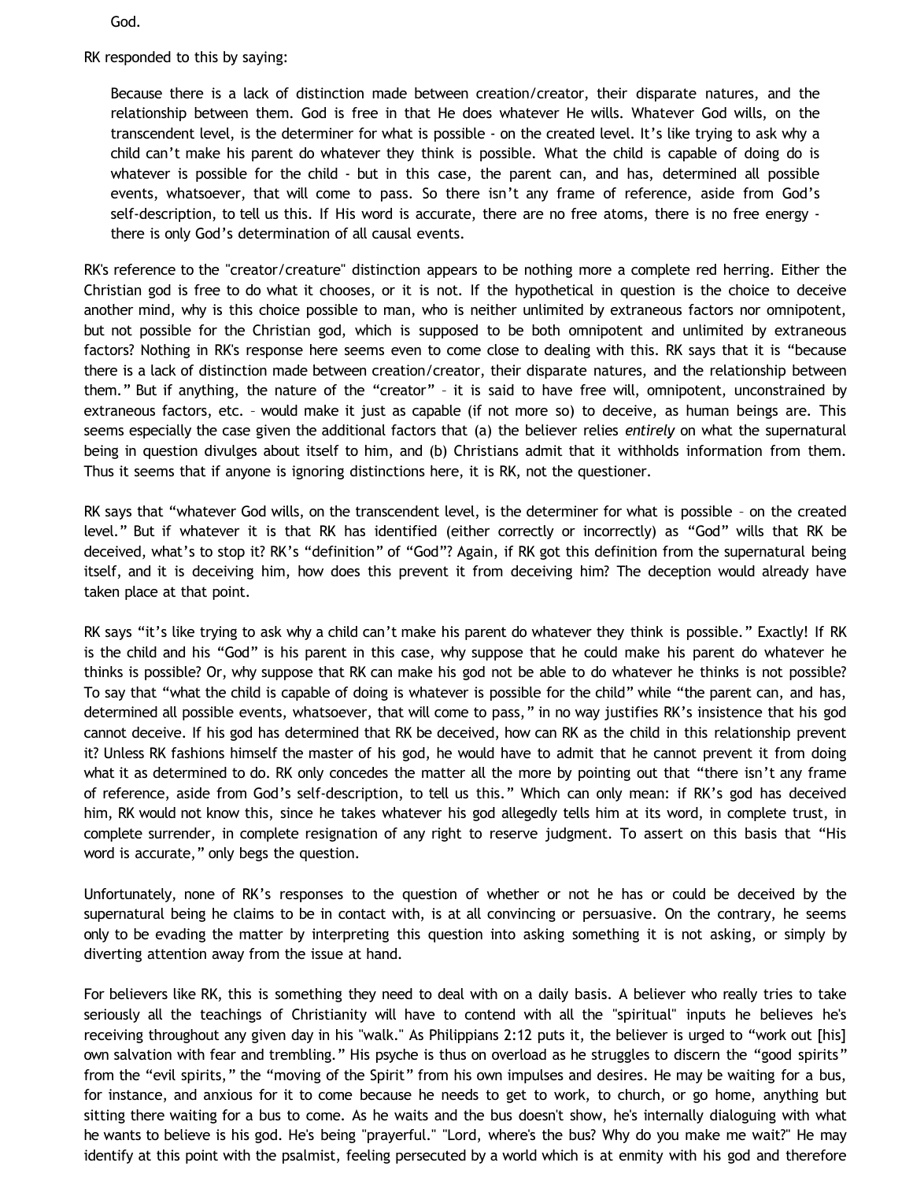God.

RK responded to this by saying:

> Because there is a lack of distinction made between creation/creator, their disparate natures, and the relationship between them. God is free in that He does whatever He wills. Whatever God wills, on the transcendent level, is the determiner for what is possible - on the created level. It's like trying to ask why a child can't make his parent do whatever they think is possible. What the child is capable of doing do is whatever is possible for the child - but in this case, the parent can, and has, determined all possible events, whatsoever, that will come to pass. So there isn't any frame of reference, aside from God's self-description, to tell us this. If His word is accurate, there are no free atoms, there is no free energy - there is only God's determination of all causal events.

RK's reference to the "creator/creature" distinction appears to be nothing more a complete red herring. Either the Christian god is free to do what it chooses, or it is not. If the hypothetical in question is the choice to deceive another mind, why is this choice possible to man, who is neither unlimited by extraneous factors nor omnipotent, but not possible for the Christian god, which is supposed to be both omnipotent and unlimited by extraneous factors? Nothing in RK's response here seems even to come close to dealing with this. RK says that it is "because there is a lack of distinction made between creation/creator, their disparate natures, and the relationship between them." But if anything, the nature of the "creator" – it is said to have free will, omnipotent, unconstrained by extraneous factors, etc. – would make it just as capable (if not more so) to deceive, as human beings are. This seems especially the case given the additional factors that (a) the believer relies *entirely* on what the supernatural being in question divulges about itself to him, and (b) Christians admit that it withholds information from them. Thus it seems that if anyone is ignoring distinctions here, it is RK, not the questioner.

RK says that "whatever God wills, on the transcendent level, is the determiner for what is possible – on the created level." But if whatever it is that RK has identified (either correctly or incorrectly) as "God" wills that RK be deceived, what's to stop it? RK's "definition" of "God"? Again, if RK got this definition from the supernatural being itself, and it is deceiving him, how does this prevent it from deceiving him? The deception would already have taken place at that point.

RK says "it's like trying to ask why a child can't make his parent do whatever they think is possible." Exactly! If RK is the child and his "God" is his parent in this case, why suppose that he could make his parent do whatever he thinks is possible? Or, why suppose that RK can make his god not be able to do whatever he thinks is not possible? To say that "what the child is capable of doing is whatever is possible for the child" while "the parent can, and has, determined all possible events, whatsoever, that will come to pass," in no way justifies RK's insistence that his god cannot deceive. If his god has determined that RK be deceived, how can RK as the child in this relationship prevent it? Unless RK fashions himself the master of his god, he would have to admit that he cannot prevent it from doing what it as determined to do. RK only concedes the matter all the more by pointing out that "there isn't any frame of reference, aside from God's self-description, to tell us this." Which can only mean: if RK's god has deceived him, RK would not know this, since he takes whatever his god allegedly tells him at its word, in complete trust, in complete surrender, in complete resignation of any right to reserve judgment. To assert on this basis that "His word is accurate," only begs the question.

Unfortunately, none of RK's responses to the question of whether or not he has or could be deceived by the supernatural being he claims to be in contact with, is at all convincing or persuasive. On the contrary, he seems only to be evading the matter by interpreting this question into asking something it is not asking, or simply by diverting attention away from the issue at hand.

For believers like RK, this is something they need to deal with on a daily basis. A believer who really tries to take seriously all the teachings of Christianity will have to contend with all the "spiritual" inputs he believes he's receiving throughout any given day in his "walk." As Philippians 2:12 puts it, the believer is urged to "work out [his] own salvation with fear and trembling." His psyche is thus on overload as he struggles to discern the "good spirits" from the "evil spirits," the "moving of the Spirit" from his own impulses and desires. He may be waiting for a bus, for instance, and anxious for it to come because he needs to get to work, to church, or go home, anything but sitting there waiting for a bus to come. As he waits and the bus doesn't show, he's internally dialoguing with what he wants to believe is his god. He's being "prayerful." "Lord, where's the bus? Why do you make me wait?" He may identify at this point with the psalmist, feeling persecuted by a world which is at enmity with his god and therefore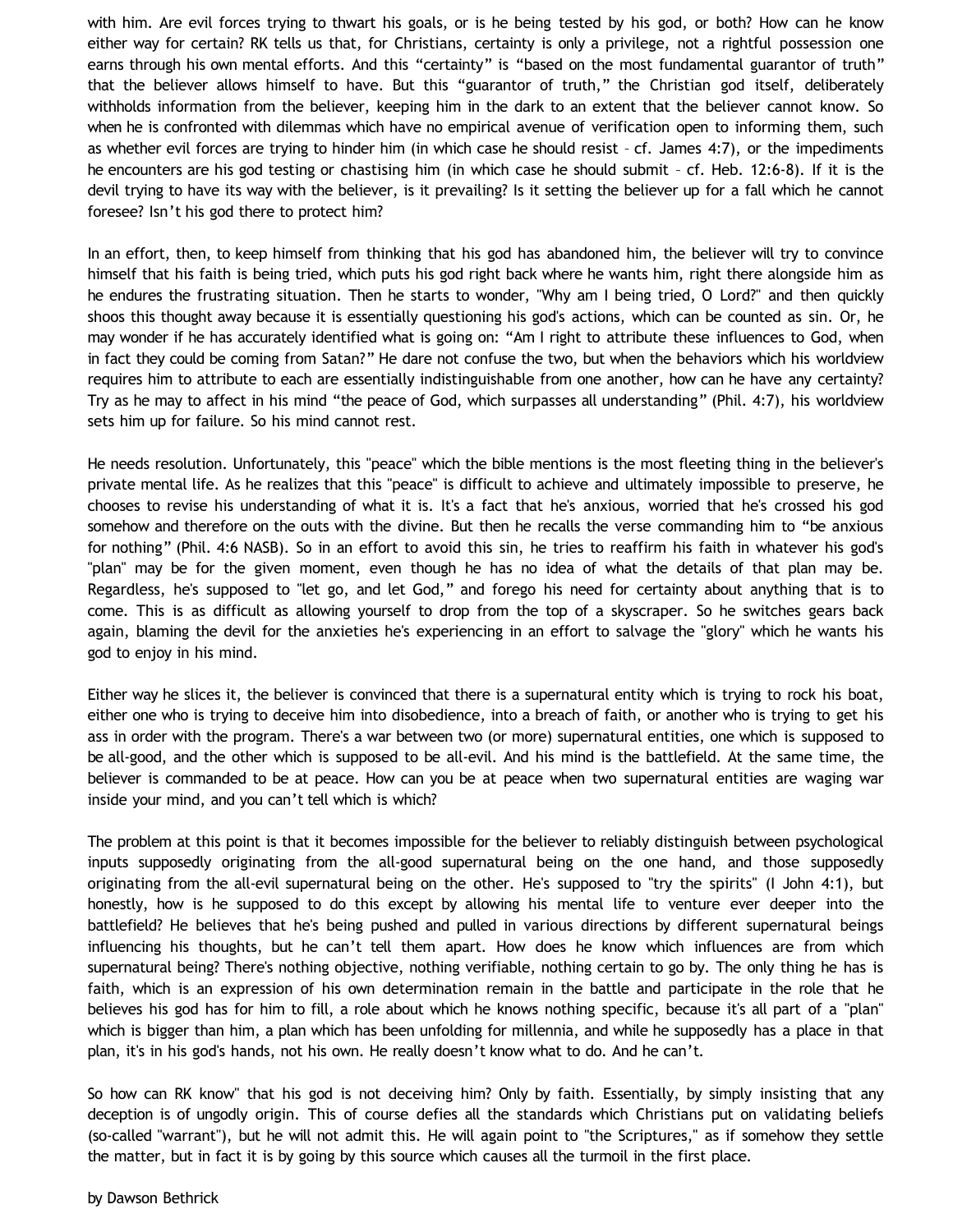with him. Are evil forces trying to thwart his goals, or is he being tested by his god, or both? How can he know either way for certain? RK tells us that, for Christians, certainty is only a privilege, not a rightful possession one earns through his own mental efforts. And this "certainty" is "based on the most fundamental guarantor of truth" that the believer allows himself to have. But this "guarantor of truth," the Christian god itself, deliberately withholds information from the believer, keeping him in the dark to an extent that the believer cannot know. So when he is confronted with dilemmas which have no empirical avenue of verification open to informing them, such as whether evil forces are trying to hinder him (in which case he should resist – cf. James 4:7), or the impediments he encounters are his god testing or chastising him (in which case he should submit – cf. Heb. 12:6-8). If it is the devil trying to have its way with the believer, is it prevailing? Is it setting the believer up for a fall which he cannot foresee? Isn't his god there to protect him?

In an effort, then, to keep himself from thinking that his god has abandoned him, the believer will try to convince himself that his faith is being tried, which puts his god right back where he wants him, right there alongside him as he endures the frustrating situation. Then he starts to wonder, "Why am I being tried, O Lord?" and then quickly shoos this thought away because it is essentially questioning his god's actions, which can be counted as sin. Or, he may wonder if he has accurately identified what is going on: "Am I right to attribute these influences to God, when in fact they could be coming from Satan?" He dare not confuse the two, but when the behaviors which his worldview requires him to attribute to each are essentially indistinguishable from one another, how can he have any certainty? Try as he may to affect in his mind "the peace of God, which surpasses all understanding" (Phil. 4:7), his worldview sets him up for failure. So his mind cannot rest.

He needs resolution. Unfortunately, this "peace" which the bible mentions is the most fleeting thing in the believer's private mental life. As he realizes that this "peace" is difficult to achieve and ultimately impossible to preserve, he chooses to revise his understanding of what it is. It's a fact that he's anxious, worried that he's crossed his god somehow and therefore on the outs with the divine. But then he recalls the verse commanding him to "be anxious for nothing" (Phil. 4:6 NASB). So in an effort to avoid this sin, he tries to reaffirm his faith in whatever his god's "plan" may be for the given moment, even though he has no idea of what the details of that plan may be. Regardless, he's supposed to "let go, and let God," and forego his need for certainty about anything that is to come. This is as difficult as allowing yourself to drop from the top of a skyscraper. So he switches gears back again, blaming the devil for the anxieties he's experiencing in an effort to salvage the "glory" which he wants his god to enjoy in his mind.

Either way he slices it, the believer is convinced that there is a supernatural entity which is trying to rock his boat, either one who is trying to deceive him into disobedience, into a breach of faith, or another who is trying to get his ass in order with the program. There's a war between two (or more) supernatural entities, one which is supposed to be all-good, and the other which is supposed to be all-evil. And his mind is the battlefield. At the same time, the believer is commanded to be at peace. How can you be at peace when two supernatural entities are waging war inside your mind, and you can't tell which is which?

The problem at this point is that it becomes impossible for the believer to reliably distinguish between psychological inputs supposedly originating from the all-good supernatural being on the one hand, and those supposedly originating from the all-evil supernatural being on the other. He's supposed to "try the spirits" (I John 4:1), but honestly, how is he supposed to do this except by allowing his mental life to venture ever deeper into the battlefield? He believes that he's being pushed and pulled in various directions by different supernatural beings influencing his thoughts, but he can't tell them apart. How does he know which influences are from which supernatural being? There's nothing objective, nothing verifiable, nothing certain to go by. The only thing he has is faith, which is an expression of his own determination remain in the battle and participate in the role that he believes his god has for him to fill, a role about which he knows nothing specific, because it's all part of a "plan" which is bigger than him, a plan which has been unfolding for millennia, and while he supposedly has a place in that plan, it's in his god's hands, not his own. He really doesn't know what to do. And he can't.

So how can RK know" that his god is not deceiving him? Only by faith. Essentially, by simply insisting that any deception is of ungodly origin. This of course defies all the standards which Christians put on validating beliefs (so-called "warrant"), but he will not admit this. He will again point to "the Scriptures," as if somehow they settle the matter, but in fact it is by going by this source which causes all the turmoil in the first place.

by Dawson Bethrick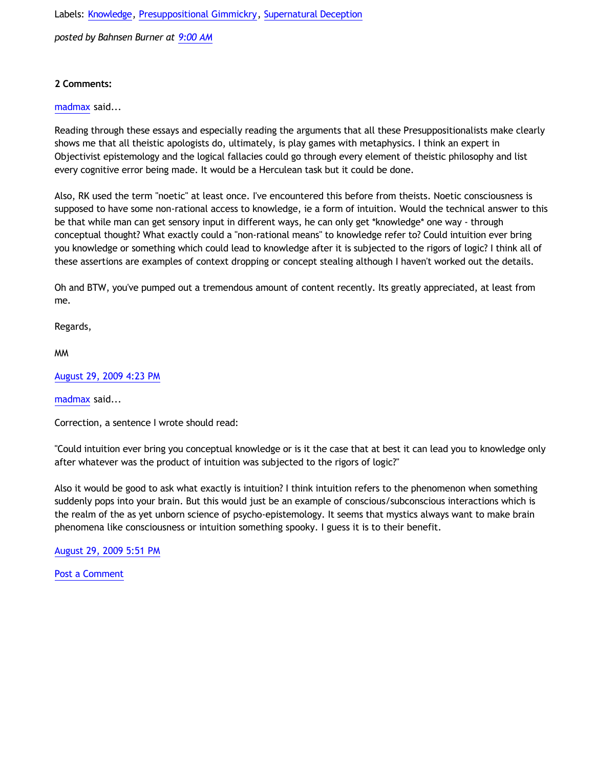Labels: Knowledge, Presuppositional Gimmickry, Supernatural Deception

*posted by Bahnsen Burner at 9:00 AM*

**2 Comments:**

madmax said...

Reading through these essays and especially reading the arguments that all these Presuppositionalists make clearly shows me that all theistic apologists do, ultimately, is play games with metaphysics. I think an expert in Objectivist epistemology and the logical fallacies could go through every element of theistic philosophy and list every cognitive error being made. It would be a Herculean task but it could be done.

Also, RK used the term "noetic" at least once. I've encountered this before from theists. Noetic consciousness is supposed to have some non-rational access to knowledge, ie a form of intuition. Would the technical answer to this be that while man can get sensory input in different ways, he can only get *knowledge* one way - through conceptual thought? What exactly could a "non-rational means" to knowledge refer to? Could intuition ever bring you knowledge or something which could lead to knowledge after it is subjected to the rigors of logic? I think all of these assertions are examples of context dropping or concept stealing although I haven't worked out the details.

Oh and BTW, you've pumped out a tremendous amount of content recently. Its greatly appreciated, at least from me.

Regards,

MM

August 29, 2009 4:23 PM

madmax said...

Correction, a sentence I wrote should read:

"Could intuition ever bring you conceptual knowledge or is it the case that at best it can lead you to knowledge only after whatever was the product of intuition was subjected to the rigors of logic?"

Also it would be good to ask what exactly is intuition? I think intuition refers to the phenomenon when something suddenly pops into your brain. But this would just be an example of conscious/subconscious interactions which is the realm of the as yet unborn science of psycho-epistemology. It seems that mystics always want to make brain phenomena like consciousness or intuition something spooky. I guess it is to their benefit.

August 29, 2009 5:51 PM

Post a Comment